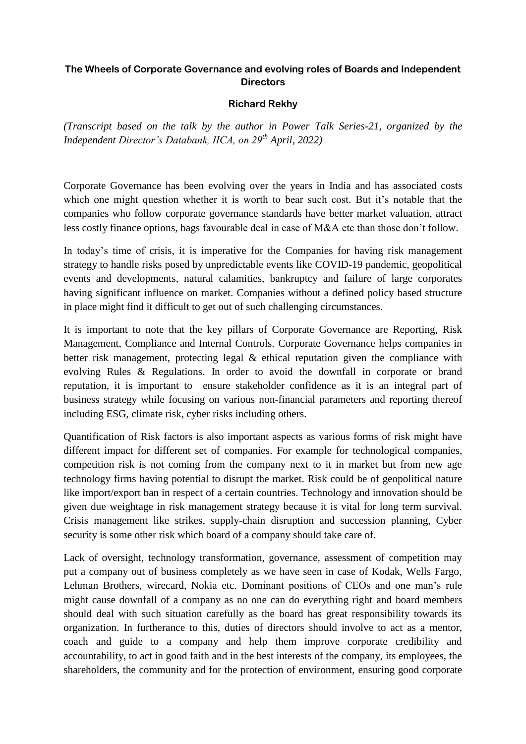# The Wheels of Corporate Governance and evolving roles of Boards and Independent Directors

**Richard Rekhy**

*(Transcript based on the talk by the author in Power Talk Series-21, organized by the Independent Director's Databank, IICA, on 29th April, 2022)*

Corporate Governance has been evolving over the years in India and has associated costs which one might question whether it is worth to bear such cost. But it's notable that the companies who follow corporate governance standards have better market valuation, attract less costly finance options, bags favourable deal in case of M&A etc than those don't follow.

In today's time of crisis, it is imperative for the Companies for having risk management strategy to handle risks posed by unpredictable events like COVID-19 pandemic, geopolitical events and developments, natural calamities, bankruptcy and failure of large corporates having significant influence on market. Companies without a defined policy based structure in place might find it difficult to get out of such challenging circumstances.

It is important to note that the key pillars of Corporate Governance are Reporting, Risk Management, Compliance and Internal Controls. Corporate Governance helps companies in better risk management, protecting legal & ethical reputation given the compliance with evolving Rules & Regulations. In order to avoid the downfall in corporate or brand reputation, it is important to ensure stakeholder confidence as it is an integral part of business strategy while focusing on various non-financial parameters and reporting thereof including ESG, climate risk, cyber risks including others.

Quantification of Risk factors is also important aspects as various forms of risk might have different impact for different set of companies. For example for technological companies, competition risk is not coming from the company next to it in market but from new age technology firms having potential to disrupt the market. Risk could be of geopolitical nature like import/export ban in respect of a certain countries. Technology and innovation should be given due weightage in risk management strategy because it is vital for long term survival. Crisis management like strikes, supply-chain disruption and succession planning, Cyber security is some other risk which board of a company should take care of.

Lack of oversight, technology transformation, governance, assessment of competition may put a company out of business completely as we have seen in case of Kodak, Wells Fargo, Lehman Brothers, wirecard, Nokia etc. Dominant positions of CEOs and one man's rule might cause downfall of a company as no one can do everything right and board members should deal with such situation carefully as the board has great responsibility towards its organization. In furtherance to this, duties of directors should involve to act as a mentor, coach and guide to a company and help them improve corporate credibility and accountability, to act in good faith and in the best interests of the company, its employees, the shareholders, the community and for the protection of environment, ensuring good corporate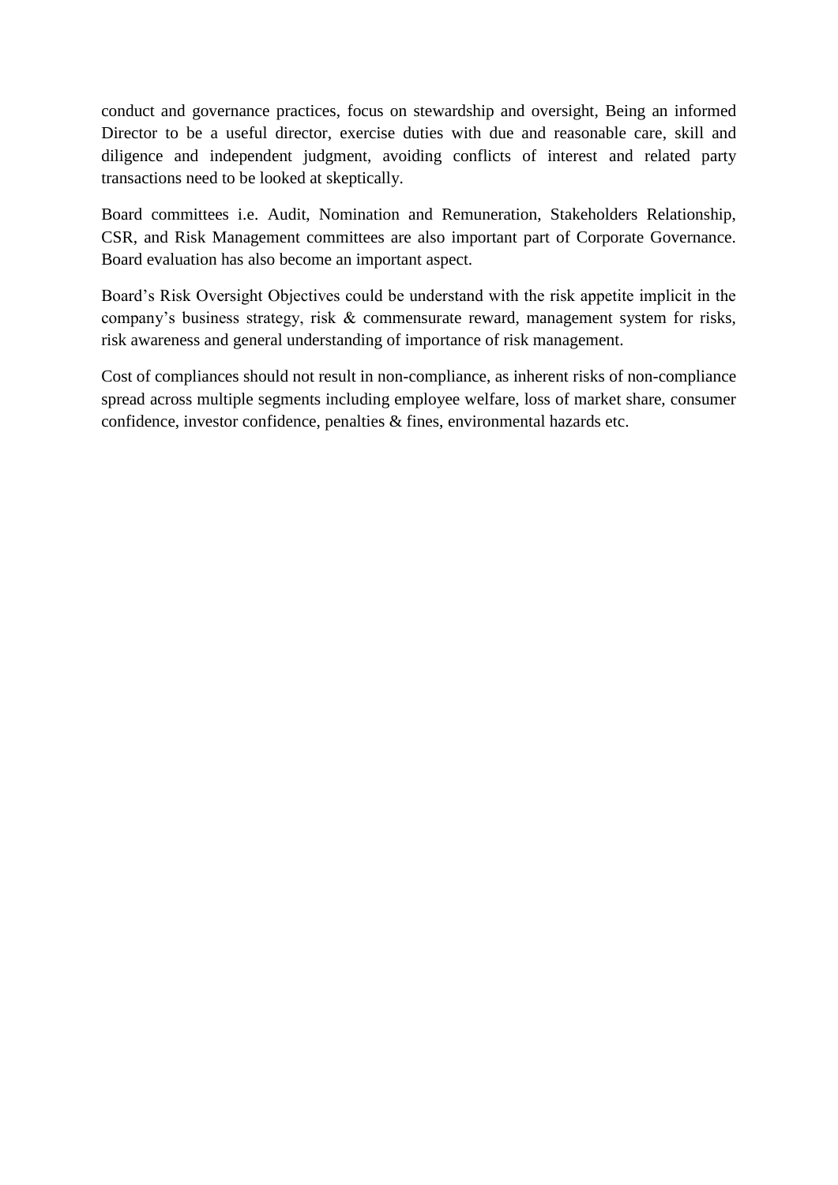conduct and governance practices, focus on stewardship and oversight, Being an informed Director to be a useful director, exercise duties with due and reasonable care, skill and diligence and independent judgment, avoiding conflicts of interest and related party transactions need to be looked at skeptically.

Board committees i.e. Audit, Nomination and Remuneration, Stakeholders Relationship, CSR, and Risk Management committees are also important part of Corporate Governance. Board evaluation has also become an important aspect.

Board's Risk Oversight Objectives could be understand with the risk appetite implicit in the company's business strategy, risk & commensurate reward, management system for risks, risk awareness and general understanding of importance of risk management.

Cost of compliances should not result in non-compliance, as inherent risks of non-compliance spread across multiple segments including employee welfare, loss of market share, consumer confidence, investor confidence, penalties & fines, environmental hazards etc.